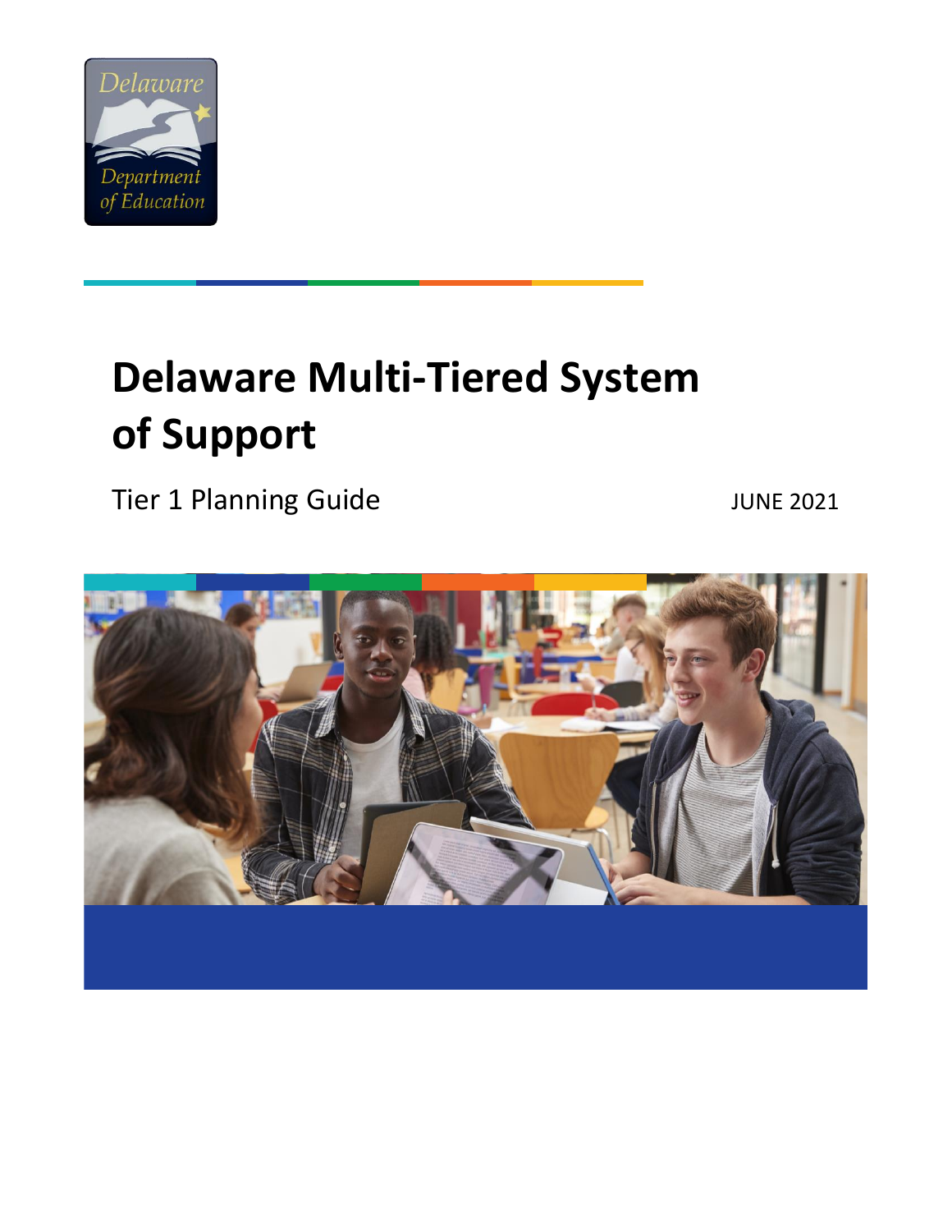# Delaware Multi-Tiered System of Support

Tier 1 Planning Guide

JUNE 2021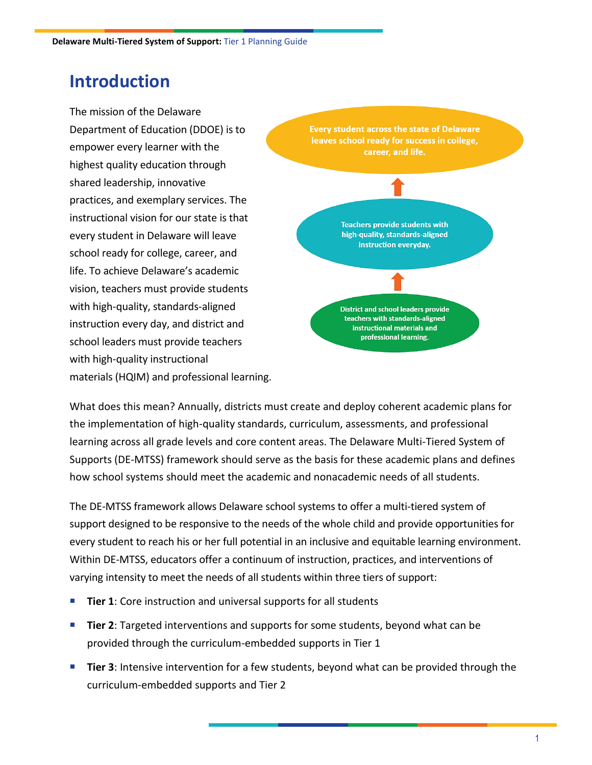# Introduction

The mission of the Delaware Department of Education (DDOE) is to empower every learner with the highest quality education through shared leadership, innovative practices, and exemplary services. The instructional vision for our state is that every student in Delaware will leave school ready for college, career, and life. To achieve Delaware's academic vision, teachers must provide students with high-quality, standards-aligned instruction every day, and district and school leaders must provide teachers with high-quality instructional materials (HQIM) and professional learning.

Every student across the state of Delaware leaves school ready for success in college, career, and life.

↑

Teachers provide students with high-quality, standards-aligned instruction everyday.

↑

District and school leaders provide teachers with standards-aligned instructional materials and professional learning.

What does this mean? Annually, districts must create and deploy coherent academic plans for the implementation of high-quality standards, curriculum, assessments, and professional learning across all grade levels and core content areas. The Delaware Multi-Tiered System of Supports (DE-MTSS) framework should serve as the basis for these academic plans and defines how school systems should meet the academic and nonacademic needs of all students.

The DE-MTSS framework allows Delaware school systems to offer a multi-tiered system of support designed to be responsive to the needs of the whole child and provide opportunities for every student to reach his or her full potential in an inclusive and equitable learning environment. Within DE-MTSS, educators offer a continuum of instruction, practices, and interventions of varying intensity to meet the needs of all students within three tiers of support:

- **Tier 1**: Core instruction and universal supports for all students
- **Tier 2**: Targeted interventions and supports for some students, beyond what can be provided through the curriculum-embedded supports in Tier 1
- **Tier 3**: Intensive intervention for a few students, beyond what can be provided through the curriculum-embedded supports and Tier 2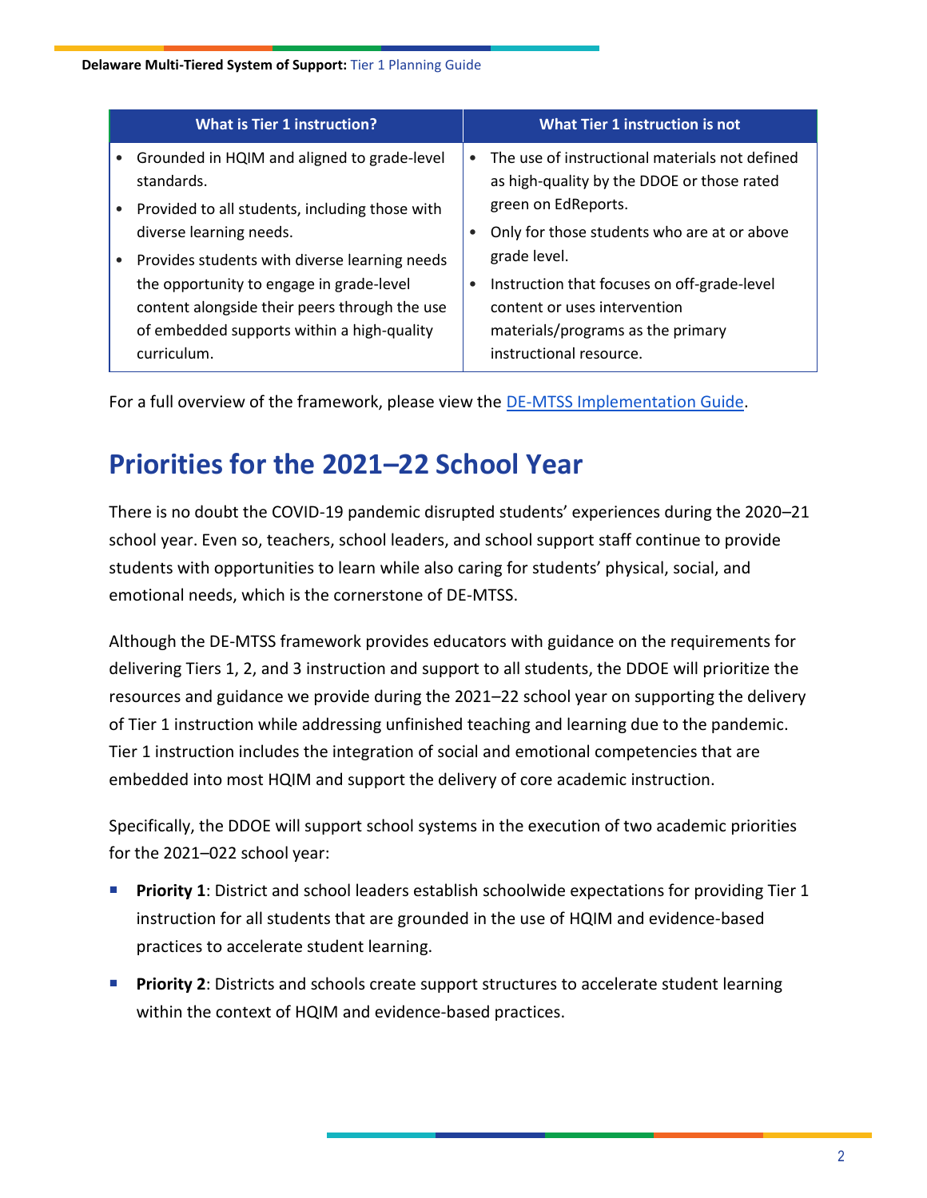| What is Tier 1 instruction? | What Tier 1 instruction is not |
|---|---|
| • Grounded in HQIM and aligned to grade-level standards.<br>• Provided to all students, including those with diverse learning needs.<br>• Provides students with diverse learning needs the opportunity to engage in grade-level content alongside their peers through the use of embedded supports within a high-quality curriculum. | • The use of instructional materials not defined as high-quality by the DDOE or those rated green on EdReports.<br>• Only for those students who are at or above grade level.<br>• Instruction that focuses on off-grade-level content or uses intervention materials/programs as the primary instructional resource. |

For a full overview of the framework, please view the [DE-MTSS Implementation Guide].

## Priorities for the 2021–22 School Year

There is no doubt the COVID-19 pandemic disrupted students' experiences during the 2020–21 school year. Even so, teachers, school leaders, and school support staff continue to provide students with opportunities to learn while also caring for students' physical, social, and emotional needs, which is the cornerstone of DE-MTSS.

Although the DE-MTSS framework provides educators with guidance on the requirements for delivering Tiers 1, 2, and 3 instruction and support to all students, the DDOE will prioritize the resources and guidance we provide during the 2021–22 school year on supporting the delivery of Tier 1 instruction while addressing unfinished teaching and learning due to the pandemic. Tier 1 instruction includes the integration of social and emotional competencies that are embedded into most HQIM and support the delivery of core academic instruction.

Specifically, the DDOE will support school systems in the execution of two academic priorities for the 2021–022 school year:

- **Priority 1**: District and school leaders establish schoolwide expectations for providing Tier 1 instruction for all students that are grounded in the use of HQIM and evidence-based practices to accelerate student learning.
- **Priority 2**: Districts and schools create support structures to accelerate student learning within the context of HQIM and evidence-based practices.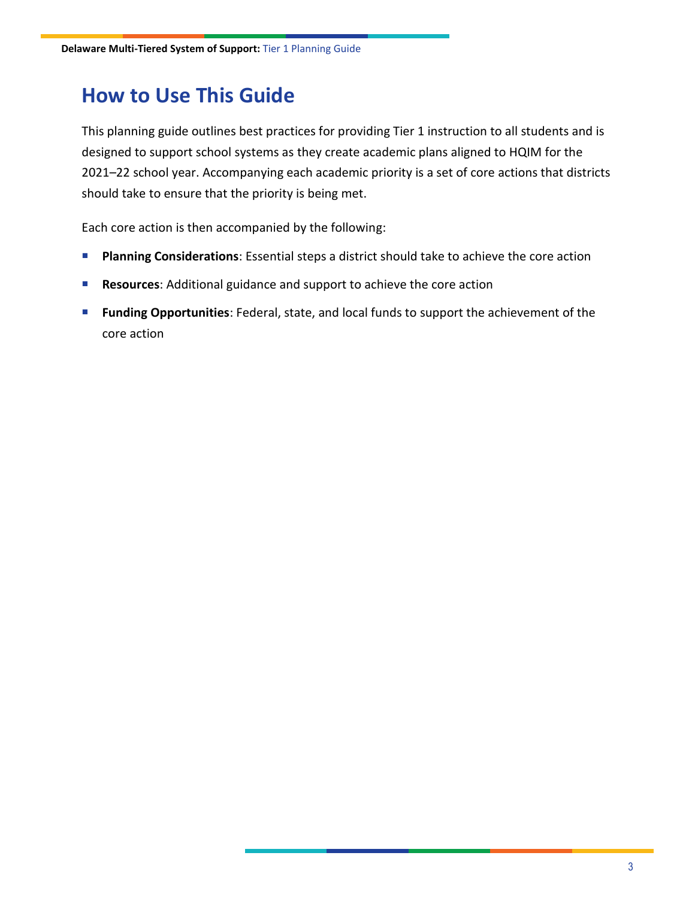# How to Use This Guide

This planning guide outlines best practices for providing Tier 1 instruction to all students and is designed to support school systems as they create academic plans aligned to HQIM for the 2021–22 school year. Accompanying each academic priority is a set of core actions that districts should take to ensure that the priority is being met.

Each core action is then accompanied by the following:

- **Planning Considerations**: Essential steps a district should take to achieve the core action
- **Resources**: Additional guidance and support to achieve the core action
- **Funding Opportunities**: Federal, state, and local funds to support the achievement of the core action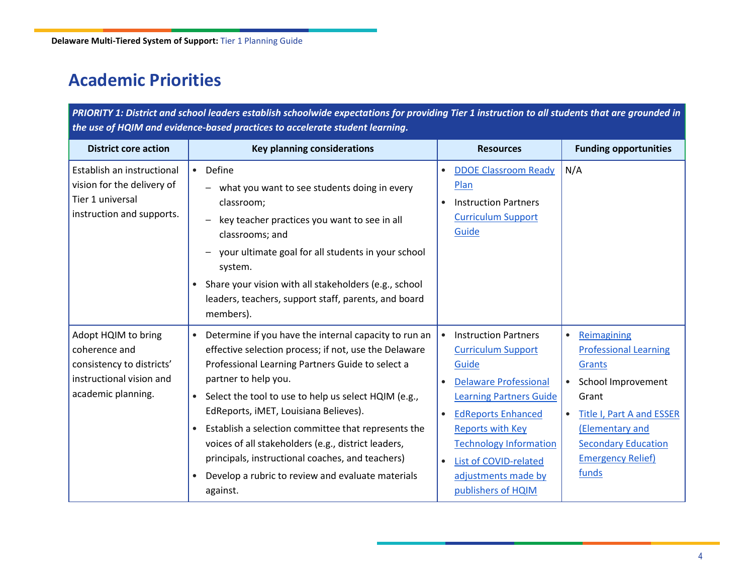# Academic Priorities

| ***PRIORITY 1: District and school leaders establish schoolwide expectations for providing Tier 1 instruction to all students that are grounded in the use of HQIM and evidence-based practices to accelerate student learning.*** | | | |
|---|---|---|---|
| **District core action** | **Key planning considerations** | **Resources** | **Funding opportunities** |
| Establish an instructional vision for the delivery of Tier 1 universal instruction and supports. | • Define<br>– what you want to see students doing in every classroom;<br>– key teacher practices you want to see in all classrooms; and<br>– your ultimate goal for all students in your school system.<br>• Share your vision with all stakeholders (e.g., school leaders, teachers, support staff, parents, and board members). | • DDOE Classroom Ready Plan<br>• Instruction Partners Curriculum Support Guide | N/A |
| Adopt HQIM to bring coherence and consistency to districts' instructional vision and academic planning. | • Determine if you have the internal capacity to run an effective selection process; if not, use the Delaware Professional Learning Partners Guide to select a partner to help you.<br>• Select the tool to use to help us select HQIM (e.g., EdReports, iMET, Louisiana Believes).<br>• Establish a selection committee that represents the voices of all stakeholders (e.g., district leaders, principals, instructional coaches, and teachers)<br>• Develop a rubric to review and evaluate materials against. | • Instruction Partners Curriculum Support Guide<br>• Delaware Professional Learning Partners Guide<br>• EdReports Enhanced Reports with Key Technology Information<br>• List of COVID-related adjustments made by publishers of HQIM | • Reimagining Professional Learning Grants<br>• School Improvement Grant<br>• Title I, Part A and ESSER (Elementary and Secondary Education Emergency Relief) funds |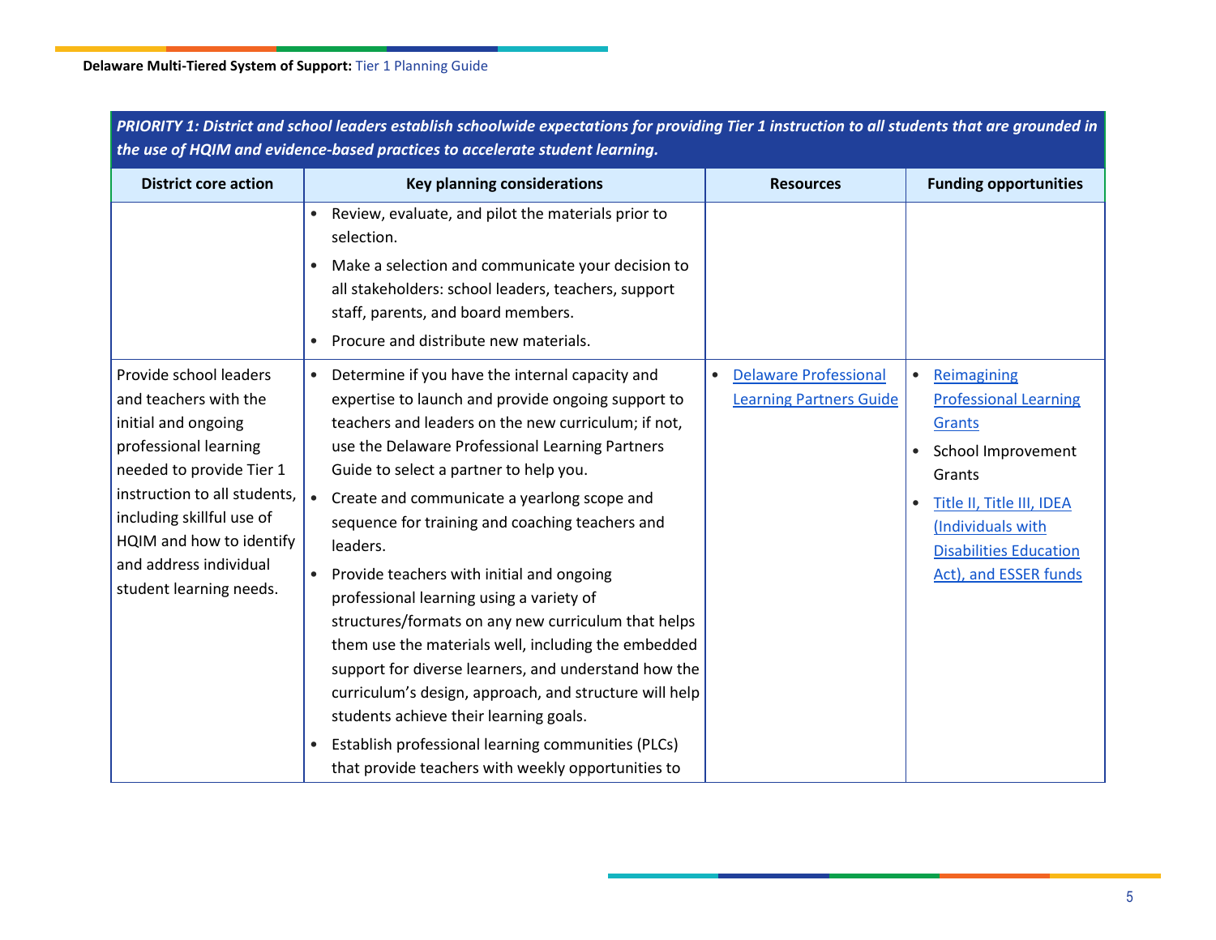| PRIORITY 1: District and school leaders establish schoolwide expectations for providing Tier 1 instruction to all students that are grounded in the use of HQIM and evidence-based practices to accelerate student learning. | | | |
|---|---|---|---|
| **District core action** | **Key planning considerations** | **Resources** | **Funding opportunities** |
| | • Review, evaluate, and pilot the materials prior to selection.<br>• Make a selection and communicate your decision to all stakeholders: school leaders, teachers, support staff, parents, and board members.<br>• Procure and distribute new materials. | | |
| Provide school leaders and teachers with the initial and ongoing professional learning needed to provide Tier 1 instruction to all students, including skillful use of HQIM and how to identify and address individual student learning needs. | • Determine if you have the internal capacity and expertise to launch and provide ongoing support to teachers and leaders on the new curriculum; if not, use the Delaware Professional Learning Partners Guide to select a partner to help you.<br>• Create and communicate a yearlong scope and sequence for training and coaching teachers and leaders.<br>• Provide teachers with initial and ongoing professional learning using a variety of structures/formats on any new curriculum that helps them use the materials well, including the embedded support for diverse learners, and understand how the curriculum's design, approach, and structure will help students achieve their learning goals.<br>• Establish professional learning communities (PLCs) that provide teachers with weekly opportunities to | • Delaware Professional Learning Partners Guide | • Reimagining Professional Learning Grants<br>• School Improvement Grants<br>• Title II, Title III, IDEA (Individuals with Disabilities Education Act), and ESSER funds |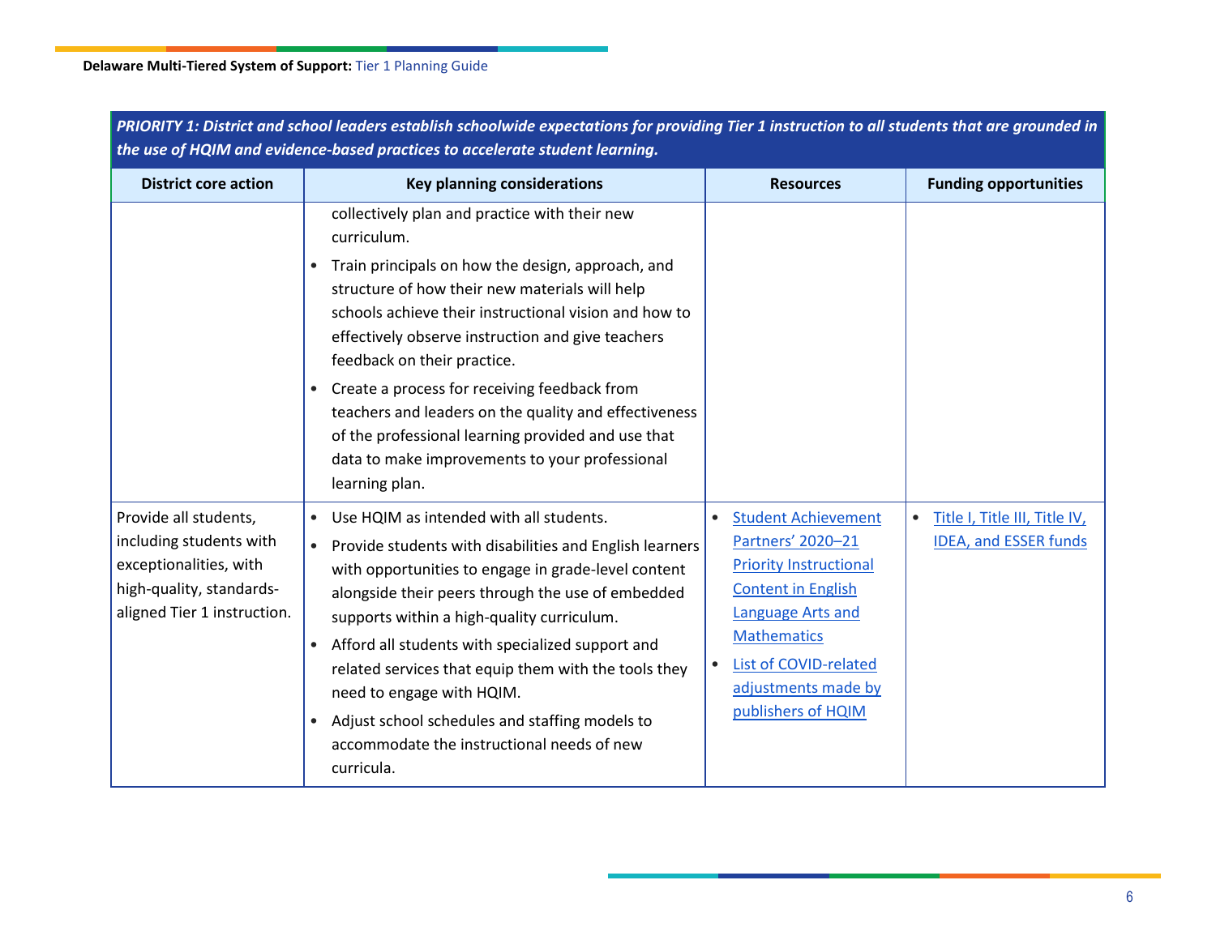| PRIORITY 1: District and school leaders establish schoolwide expectations for providing Tier 1 instruction to all students that are grounded in the use of HQIM and evidence-based practices to accelerate student learning. | | | |
|---|---|---|---|
| **District core action** | **Key planning considerations** | **Resources** | **Funding opportunities** |
| | collectively plan and practice with their new curriculum.<br>• Train principals on how the design, approach, and structure of how their new materials will help schools achieve their instructional vision and how to effectively observe instruction and give teachers feedback on their practice.<br>• Create a process for receiving feedback from teachers and leaders on the quality and effectiveness of the professional learning provided and use that data to make improvements to your professional learning plan. | | |
| Provide all students, including students with exceptionalities, with high-quality, standards-aligned Tier 1 instruction. | • Use HQIM as intended with all students.<br>• Provide students with disabilities and English learners with opportunities to engage in grade-level content alongside their peers through the use of embedded supports within a high-quality curriculum.<br>• Afford all students with specialized support and related services that equip them with the tools they need to engage with HQIM.<br>• Adjust school schedules and staffing models to accommodate the instructional needs of new curricula. | • Student Achievement Partners' 2020–21 Priority Instructional Content in English Language Arts and Mathematics<br>• List of COVID-related adjustments made by publishers of HQIM | • Title I, Title III, Title IV, IDEA, and ESSER funds |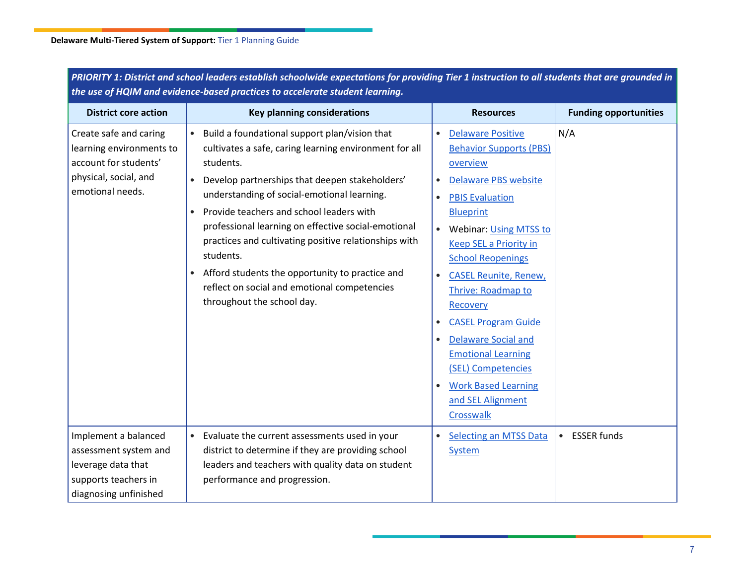| PRIORITY 1: District and school leaders establish schoolwide expectations for providing Tier 1 instruction to all students that are grounded in the use of HQIM and evidence-based practices to accelerate student learning. | | | |
|---|---|---|---|
| **District core action** | **Key planning considerations** | **Resources** | **Funding opportunities** |
| Create safe and caring learning environments to account for students' physical, social, and emotional needs. | • Build a foundational support plan/vision that cultivates a safe, caring learning environment for all students.<br>• Develop partnerships that deepen stakeholders' understanding of social-emotional learning.<br>• Provide teachers and school leaders with professional learning on effective social-emotional practices and cultivating positive relationships with students.<br>• Afford students the opportunity to practice and reflect on social and emotional competencies throughout the school day. | • Delaware Positive Behavior Supports (PBS) overview<br>• Delaware PBS website<br>• PBIS Evaluation Blueprint<br>• Webinar: Using MTSS to Keep SEL a Priority in School Reopenings<br>• CASEL Reunite, Renew, Thrive: Roadmap to Recovery<br>• CASEL Program Guide<br>• Delaware Social and Emotional Learning (SEL) Competencies<br>• Work Based Learning and SEL Alignment Crosswalk | N/A |
| Implement a balanced assessment system and leverage data that supports teachers in diagnosing unfinished | • Evaluate the current assessments used in your district to determine if they are providing school leaders and teachers with quality data on student performance and progression. | • Selecting an MTSS Data System | • ESSER funds |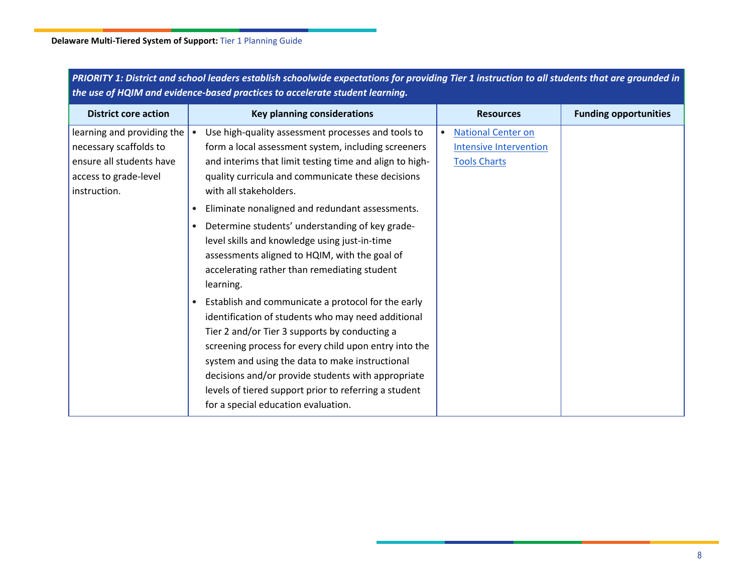| PRIORITY 1: District and school leaders establish schoolwide expectations for providing Tier 1 instruction to all students that are grounded in the use of HQIM and evidence-based practices to accelerate student learning. | | | |
|---|---|---|---|
| **District core action** | **Key planning considerations** | **Resources** | **Funding opportunities** |
| learning and providing the necessary scaffolds to ensure all students have access to grade-level instruction. | • Use high-quality assessment processes and tools to form a local assessment system, including screeners and interims that limit testing time and align to high-quality curricula and communicate these decisions with all stakeholders.<br>• Eliminate nonaligned and redundant assessments.<br>• Determine students' understanding of key grade-level skills and knowledge using just-in-time assessments aligned to HQIM, with the goal of accelerating rather than remediating student learning.<br>• Establish and communicate a protocol for the early identification of students who may need additional Tier 2 and/or Tier 3 supports by conducting a screening process for every child upon entry into the system and using the data to make instructional decisions and/or provide students with appropriate levels of tiered support prior to referring a student for a special education evaluation. | • National Center on Intensive Intervention Tools Charts | |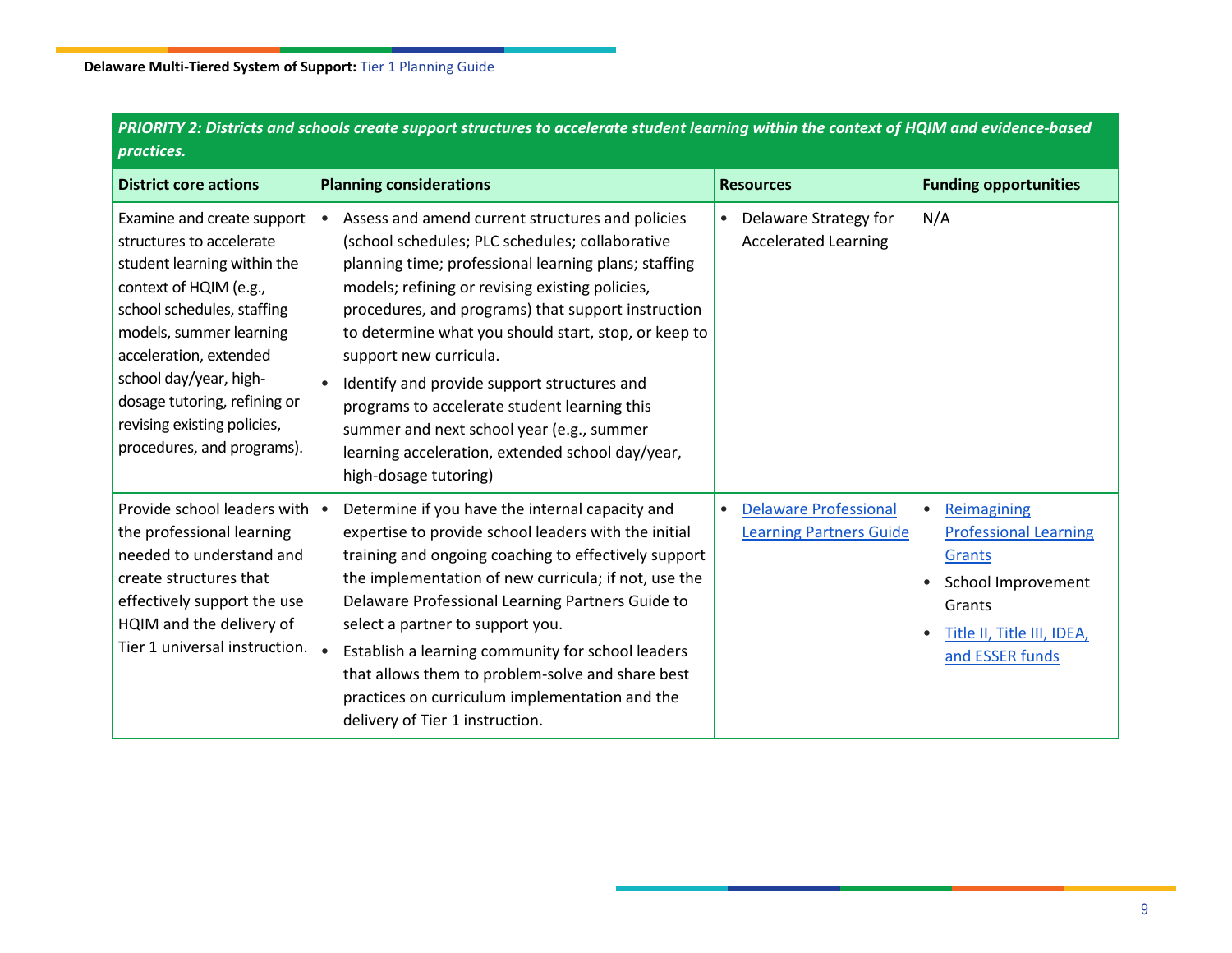| ***PRIORITY 2: Districts and schools create support structures to accelerate student learning within the context of HQIM and evidence-based practices.*** | | | |
|---|---|---|---|
| **District core actions** | **Planning considerations** | **Resources** | **Funding opportunities** |
| Examine and create support structures to accelerate student learning within the context of HQIM (e.g., school schedules, staffing models, summer learning acceleration, extended school day/year, high-dosage tutoring, refining or revising existing policies, procedures, and programs). | • Assess and amend current structures and policies (school schedules; PLC schedules; collaborative planning time; professional learning plans; staffing models; refining or revising existing policies, procedures, and programs) that support instruction to determine what you should start, stop, or keep to support new curricula.<br>• Identify and provide support structures and programs to accelerate student learning this summer and next school year (e.g., summer learning acceleration, extended school day/year, high-dosage tutoring) | • Delaware Strategy for Accelerated Learning | N/A |
| Provide school leaders with the professional learning needed to understand and create structures that effectively support the use HQIM and the delivery of Tier 1 universal instruction. | • Determine if you have the internal capacity and expertise to provide school leaders with the initial training and ongoing coaching to effectively support the implementation of new curricula; if not, use the Delaware Professional Learning Partners Guide to select a partner to support you.<br>• Establish a learning community for school leaders that allows them to problem-solve and share best practices on curriculum implementation and the delivery of Tier 1 instruction. | • Delaware Professional Learning Partners Guide | • Reimagining Professional Learning Grants<br>• School Improvement Grants<br>• Title II, Title III, IDEA, and ESSER funds |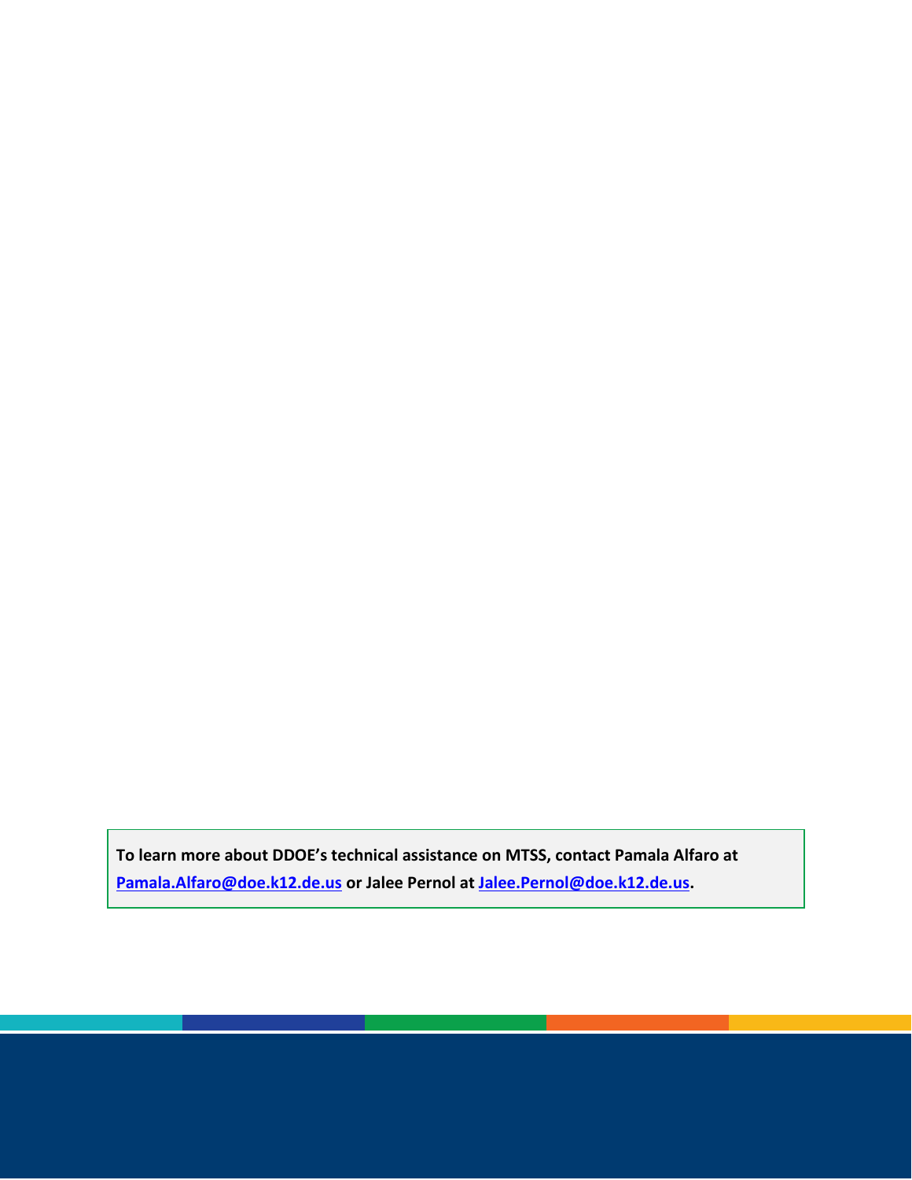**To learn more about DDOE’s technical assistance on MTSS, contact Pamala Alfaro at [Pamala.Alfaro@doe.k12.de.us](mailto:Pamala.Alfaro@doe.k12.de.us) or Jalee Pernol at [Jalee.Pernol@doe.k12.de.us](mailto:Jalee.Pernol@doe.k12.de.us).**